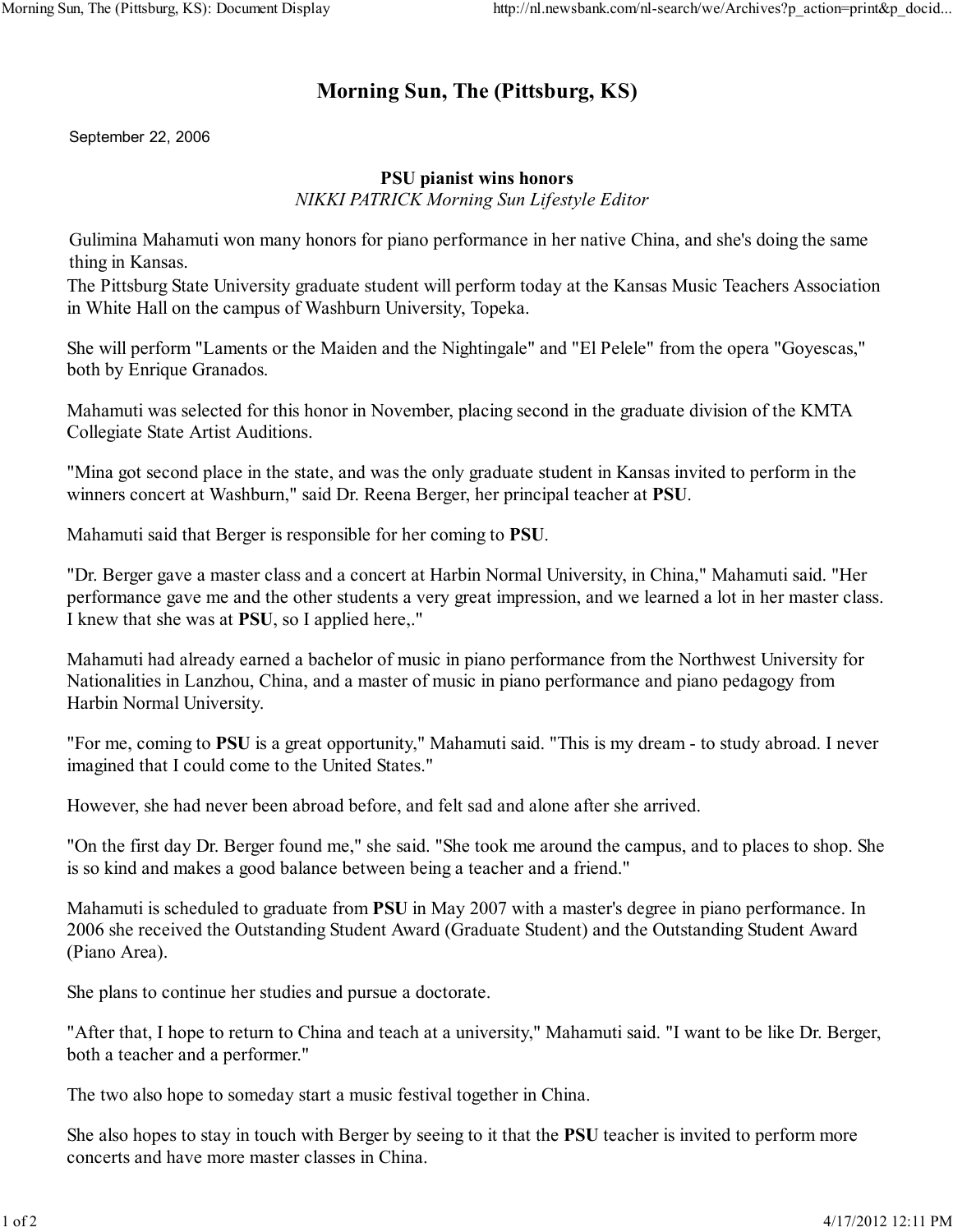# Morning Sun, The (Pittsburg, KS)

September 22, 2006

## PSU pianist wins honors

*NIKKI PATRICK Morning Sun Lifestyle Editor*

Gulimina Mahamuti won many honors for piano performance in her native China, and she's doing the same thing in Kansas.

The Pittsburg State University graduate student will perform today at the Kansas Music Teachers Association in White Hall on the campus of Washburn University, Topeka.

She will perform "Laments or the Maiden and the Nightingale" and "El Pelele" from the opera "Goyescas," both by Enrique Granados.

Mahamuti was selected for this honor in November, placing second in the graduate division of the KMTA Collegiate State Artist Auditions.

"Mina got second place in the state, and was the only graduate student in Kansas invited to perform in the winners concert at Washburn," said Dr. Reena Berger, her principal teacher at **PSU**.

Mahamuti said that Berger is responsible for her coming to **PSU**.

"Dr. Berger gave a master class and a concert at Harbin Normal University, in China," Mahamuti said. "Her performance gave me and the other students a very great impression, and we learned a lot in her master class. I knew that she was at **PSU**, so I applied here,."

Mahamuti had already earned a bachelor of music in piano performance from the Northwest University for Nationalities in Lanzhou, China, and a master of music in piano performance and piano pedagogy from Harbin Normal University.

"For me, coming to **PSU** is a great opportunity," Mahamuti said. "This is my dream - to study abroad. I never imagined that I could come to the United States."

However, she had never been abroad before, and felt sad and alone after she arrived.

"On the first day Dr. Berger found me," she said. "She took me around the campus, and to places to shop. She is so kind and makes a good balance between being a teacher and a friend."

Mahamuti is scheduled to graduate from **PSU** in May 2007 with a master's degree in piano performance. In 2006 she received the Outstanding Student Award (Graduate Student) and the Outstanding Student Award (Piano Area).

She plans to continue her studies and pursue a doctorate.

"After that, I hope to return to China and teach at a university," Mahamuti said. "I want to be like Dr. Berger, both a teacher and a performer."

The two also hope to someday start a music festival together in China.

She also hopes to stay in touch with Berger by seeing to it that the **PSU** teacher is invited to perform more concerts and have more master classes in China.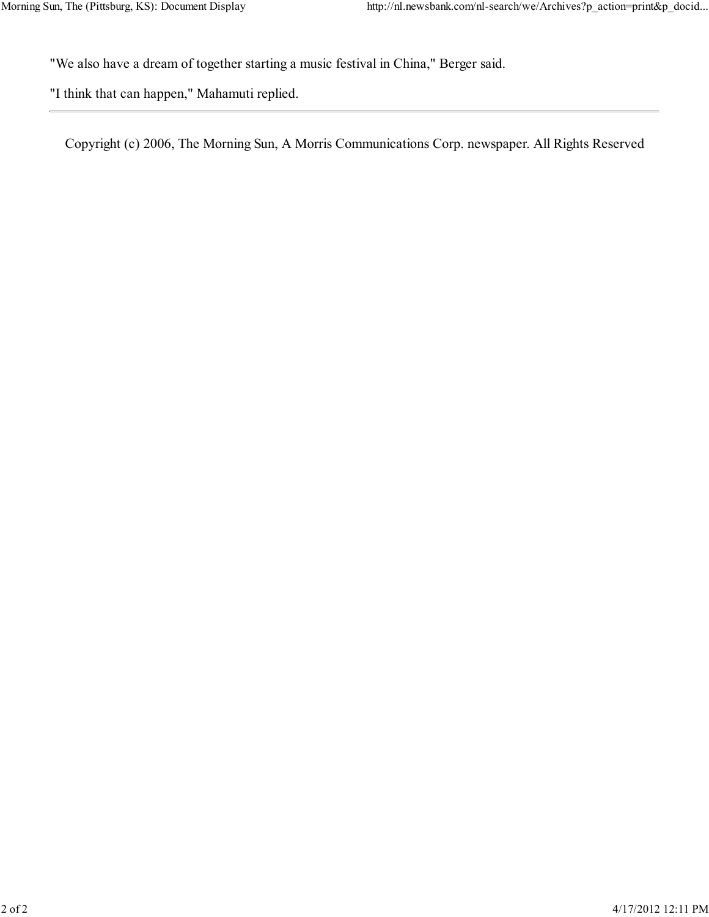"We also have a dream of together starting a music festival in China," Berger said.

"I think that can happen," Mahamuti replied.

---

Copyright (c) 2006, The Morning Sun, A Morris Communications Corp. newspaper. All Rights Reserved